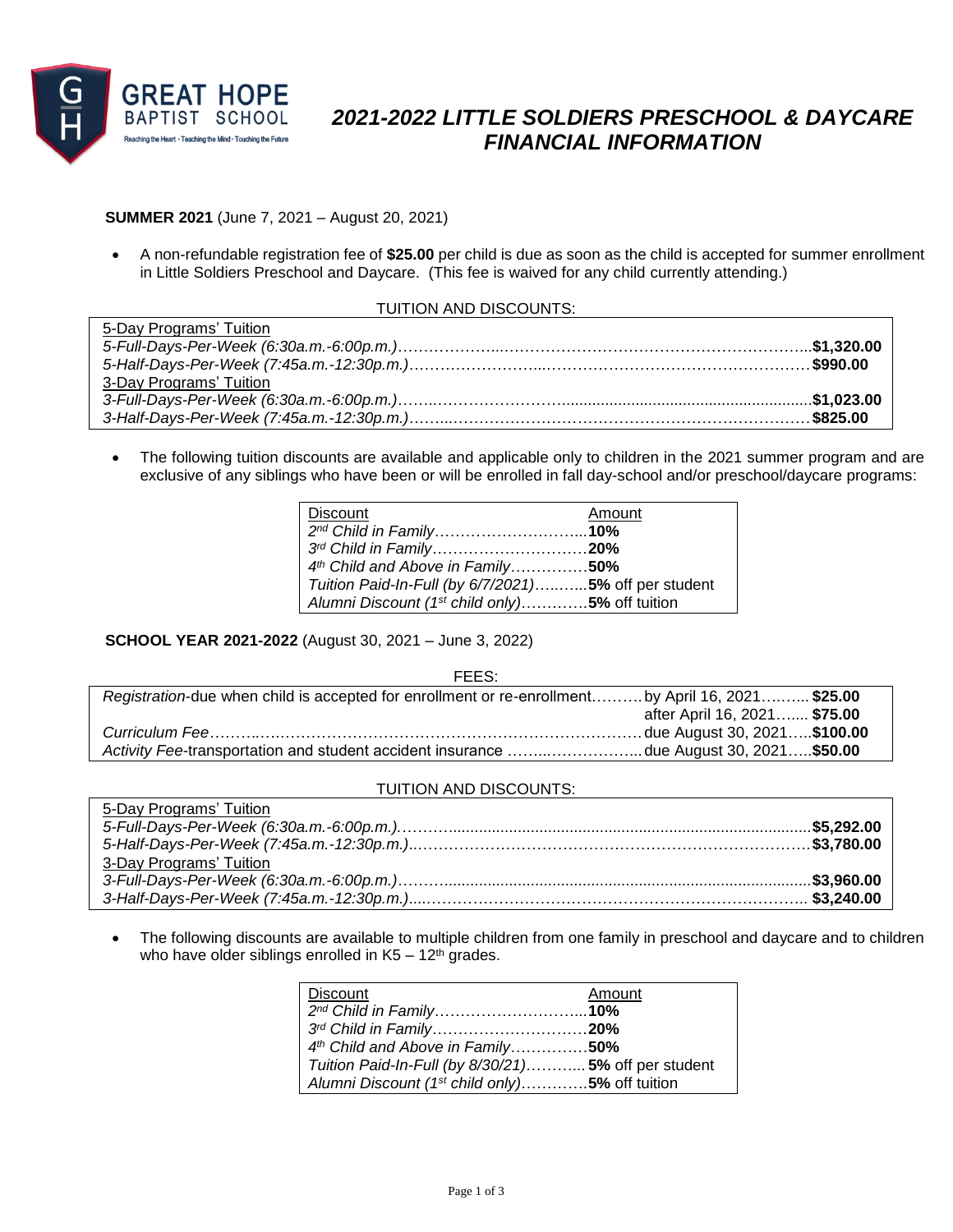GREAT HOPE BAPTIST SCHOOL

Reaching the Heart • Teaching the Mind • Touching the Future

# *2021-2022 LITTLE SOLDIERS PRESCHOOL & DAYCARE FINANCIAL INFORMATION*

**SUMMER 2021** (June 7, 2021 – August 20, 2021)

- A non-refundable registration fee of **$25.00** per child is due as soon as the child is accepted for summer enrollment in Little Soldiers Preschool and Daycare. (This fee is waived for any child currently attending.)

TUITION AND DISCOUNTS:

| Program | Tuition |
|---|---|
| 5-Day Programs' Tuition | |
| *5-Full-Days-Per-Week (6:30a.m.-6:00p.m.)* | **$1,320.00** |
| *5-Half-Days-Per-Week (7:45a.m.-12:30p.m.)* | **$990.00** |
| 3-Day Programs' Tuition | |
| *3-Full-Days-Per-Week (6:30a.m.-6:00p.m.)* | **$1,023.00** |
| *3-Half-Days-Per-Week (7:45a.m.-12:30p.m.)* | **$825.00** |

- The following tuition discounts are available and applicable only to children in the 2021 summer program and are exclusive of any siblings who have been or will be enrolled in fall day-school and/or preschool/daycare programs:

| Discount | Amount |
|---|---|
| *2nd Child in Family* | **10%** |
| *3rd Child in Family* | **20%** |
| *4th Child and Above in Family* | **50%** |
| *Tuition Paid-In-Full (by 6/7/2021)* | **5%** off per student |
| *Alumni Discount (1st child only)* | **5%** off tuition |

**SCHOOL YEAR 2021-2022** (August 30, 2021 – June 3, 2022)

FEES:

| Fee | Due | Amount |
|---|---|---|
| *Registration*-due when child is accepted for enrollment or re-enrollment | by April 16, 2021 | **$25.00** |
| | after April 16, 2021 | **$75.00** |
| *Curriculum Fee* | due August 30, 2021 | **$100.00** |
| *Activity Fee*-transportation and student accident insurance | due August 30, 2021 | **$50.00** |

TUITION AND DISCOUNTS:

| Program | Tuition |
|---|---|
| 5-Day Programs' Tuition | |
| *5-Full-Days-Per-Week (6:30a.m.-6:00p.m.)* | **$5,292.00** |
| *5-Half-Days-Per-Week (7:45a.m.-12:30p.m.)* | **$3,780.00** |
| 3-Day Programs' Tuition | |
| *3-Full-Days-Per-Week (6:30a.m.-6:00p.m.)* | **$3,960.00** |
| *3-Half-Days-Per-Week (7:45a.m.-12:30p.m.)* | **$3,240.00** |

- The following discounts are available to multiple children from one family in preschool and daycare and to children who have older siblings enrolled in K5 – 12th grades.

| Discount | Amount |
|---|---|
| *2nd Child in Family* | **10%** |
| *3rd Child in Family* | **20%** |
| *4th Child and Above in Family* | **50%** |
| *Tuition Paid-In-Full (by 8/30/21)* | **5%** off per student |
| *Alumni Discount (1st child only)* | **5%** off tuition |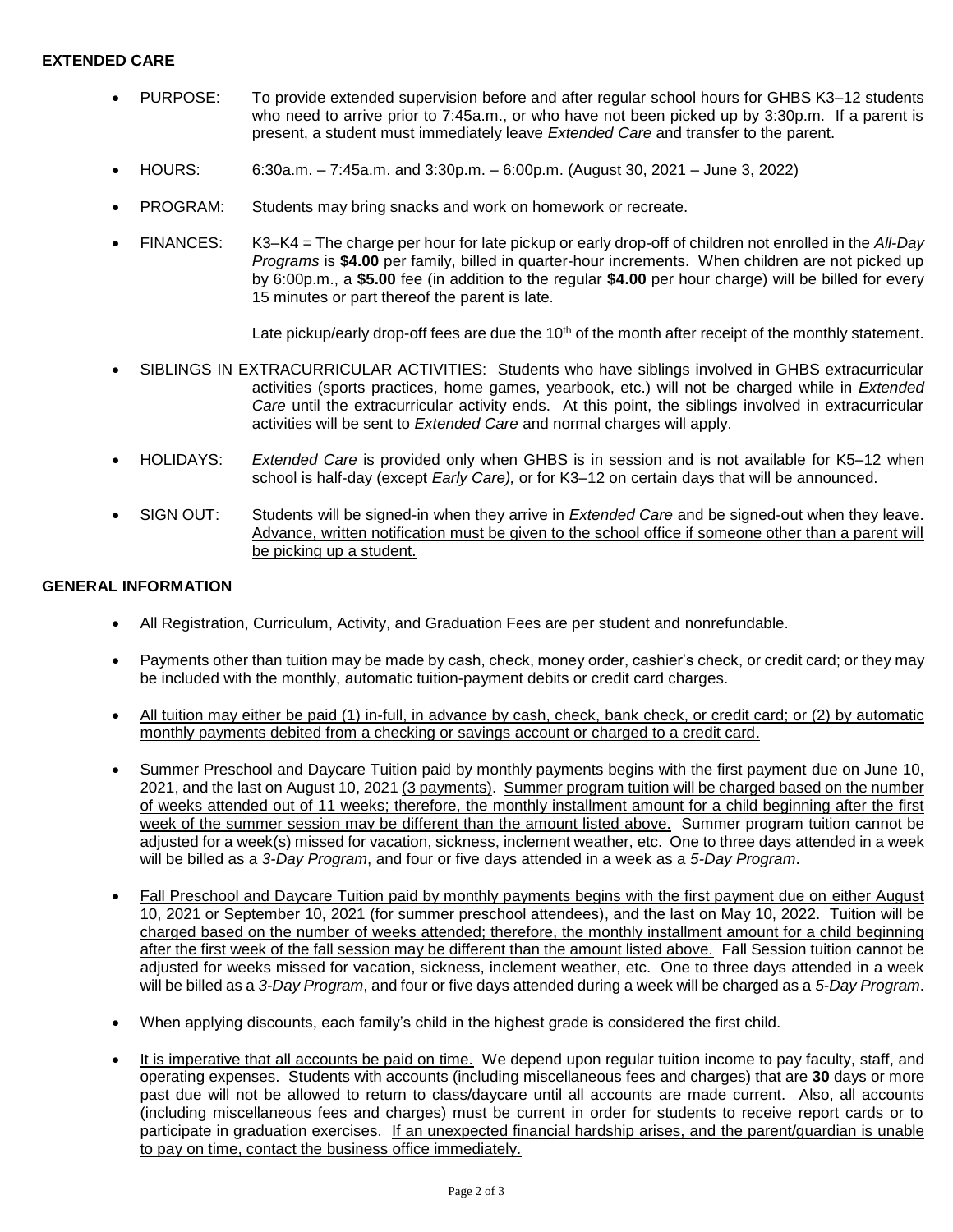## EXTENDED CARE

- PURPOSE: To provide extended supervision before and after regular school hours for GHBS K3–12 students who need to arrive prior to 7:45a.m., or who have not been picked up by 3:30p.m. If a parent is present, a student must immediately leave *Extended Care* and transfer to the parent.
- HOURS: 6:30a.m. – 7:45a.m. and 3:30p.m. – 6:00p.m. (August 30, 2021 – June 3, 2022)
- PROGRAM: Students may bring snacks and work on homework or recreate.
- FINANCES: K3–K4 = The charge per hour for late pickup or early drop-off of children not enrolled in the *All-Day Programs* is **$4.00** per family, billed in quarter-hour increments. When children are not picked up by 6:00p.m., a **$5.00** fee (in addition to the regular **$4.00** per hour charge) will be billed for every 15 minutes or part thereof the parent is late.

  Late pickup/early drop-off fees are due the 10th of the month after receipt of the monthly statement.
- SIBLINGS IN EXTRACURRICULAR ACTIVITIES: Students who have siblings involved in GHBS extracurricular activities (sports practices, home games, yearbook, etc.) will not be charged while in *Extended Care* until the extracurricular activity ends. At this point, the siblings involved in extracurricular activities will be sent to *Extended Care* and normal charges will apply.
- HOLIDAYS: *Extended Care* is provided only when GHBS is in session and is not available for K5–12 when school is half-day (except *Early Care),* or for K3–12 on certain days that will be announced.
- SIGN OUT: Students will be signed-in when they arrive in *Extended Care* and be signed-out when they leave. Advance, written notification must be given to the school office if someone other than a parent will be picking up a student.

## GENERAL INFORMATION

- All Registration, Curriculum, Activity, and Graduation Fees are per student and nonrefundable.
- Payments other than tuition may be made by cash, check, money order, cashier's check, or credit card; or they may be included with the monthly, automatic tuition-payment debits or credit card charges.
- All tuition may either be paid (1) in-full, in advance by cash, check, bank check, or credit card; or (2) by automatic monthly payments debited from a checking or savings account or charged to a credit card.
- Summer Preschool and Daycare Tuition paid by monthly payments begins with the first payment due on June 10, 2021, and the last on August 10, 2021 (3 payments). Summer program tuition will be charged based on the number of weeks attended out of 11 weeks; therefore, the monthly installment amount for a child beginning after the first week of the summer session may be different than the amount listed above. Summer program tuition cannot be adjusted for a week(s) missed for vacation, sickness, inclement weather, etc. One to three days attended in a week will be billed as a *3-Day Program*, and four or five days attended in a week as a *5-Day Program*.
- Fall Preschool and Daycare Tuition paid by monthly payments begins with the first payment due on either August 10, 2021 or September 10, 2021 (for summer preschool attendees), and the last on May 10, 2022. Tuition will be charged based on the number of weeks attended; therefore, the monthly installment amount for a child beginning after the first week of the fall session may be different than the amount listed above. Fall Session tuition cannot be adjusted for weeks missed for vacation, sickness, inclement weather, etc. One to three days attended in a week will be billed as a *3-Day Program*, and four or five days attended during a week will be charged as a *5-Day Program*.
- When applying discounts, each family's child in the highest grade is considered the first child.
- It is imperative that all accounts be paid on time. We depend upon regular tuition income to pay faculty, staff, and operating expenses. Students with accounts (including miscellaneous fees and charges) that are **30** days or more past due will not be allowed to return to class/daycare until all accounts are made current. Also, all accounts (including miscellaneous fees and charges) must be current in order for students to receive report cards or to participate in graduation exercises. If an unexpected financial hardship arises, and the parent/guardian is unable to pay on time, contact the business office immediately.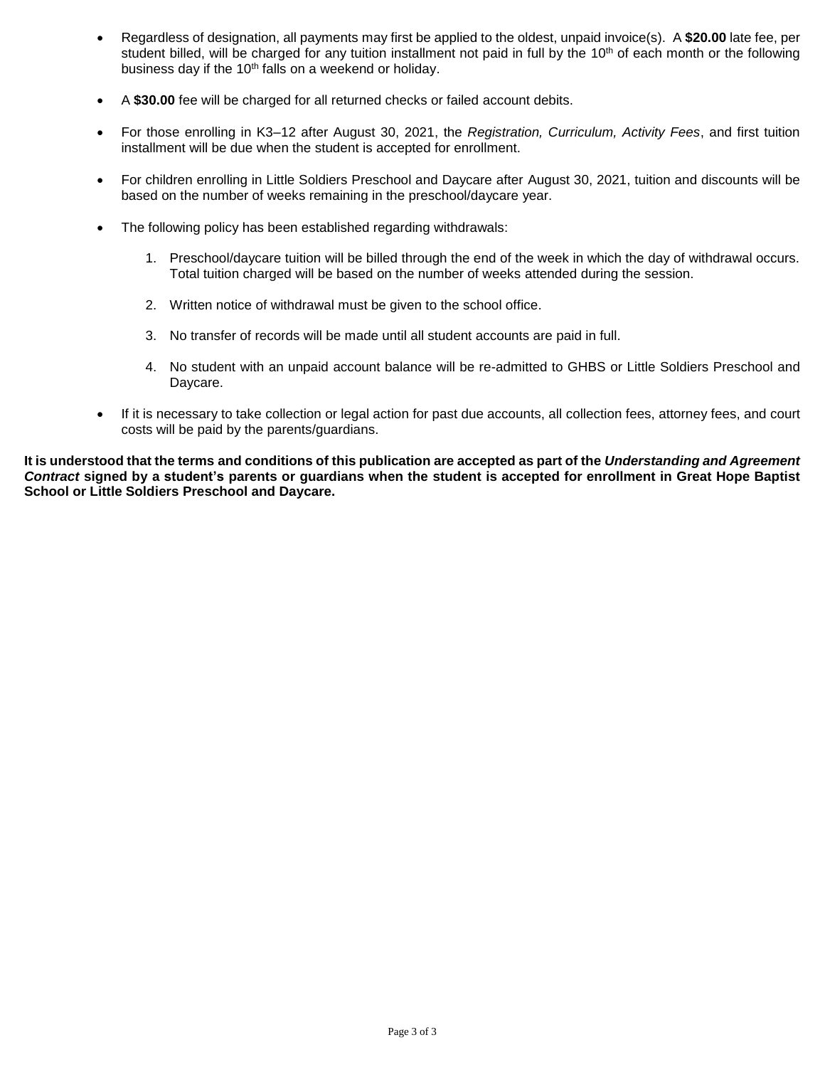- Regardless of designation, all payments may first be applied to the oldest, unpaid invoice(s). A **$20.00** late fee, per student billed, will be charged for any tuition installment not paid in full by the 10th of each month or the following business day if the 10th falls on a weekend or holiday.

- A **$30.00** fee will be charged for all returned checks or failed account debits.

- For those enrolling in K3–12 after August 30, 2021, the *Registration, Curriculum, Activity Fees*, and first tuition installment will be due when the student is accepted for enrollment.

- For children enrolling in Little Soldiers Preschool and Daycare after August 30, 2021, tuition and discounts will be based on the number of weeks remaining in the preschool/daycare year.

- The following policy has been established regarding withdrawals:

    1. Preschool/daycare tuition will be billed through the end of the week in which the day of withdrawal occurs. Total tuition charged will be based on the number of weeks attended during the session.

    2. Written notice of withdrawal must be given to the school office.

    3. No transfer of records will be made until all student accounts are paid in full.

    4. No student with an unpaid account balance will be re-admitted to GHBS or Little Soldiers Preschool and Daycare.

- If it is necessary to take collection or legal action for past due accounts, all collection fees, attorney fees, and court costs will be paid by the parents/guardians.

**It is understood that the terms and conditions of this publication are accepted as part of the *Understanding and Agreement Contract* signed by a student's parents or guardians when the student is accepted for enrollment in Great Hope Baptist School or Little Soldiers Preschool and Daycare.**